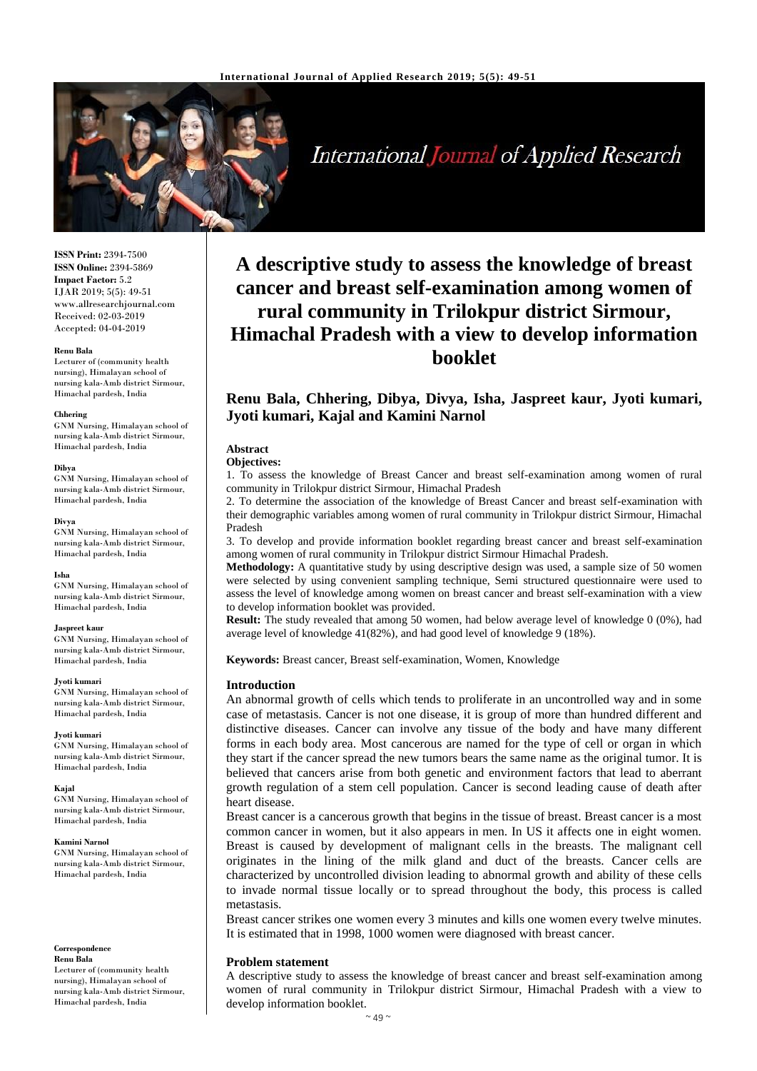# A descriptive study to assess the knowledge of breast cancer and breast self-examination among women of rural community in Trilokpur district Sirmour, Himachal Pradesh with a view to develop information booklet

**Renu Bala, Chhering, Dibya, Divya, Isha, Jaspreet kaur, Jyoti kumari, Jyoti kumari, Kajal and Kamini Narnol**

ISSN Print: 2394-7500
ISSN Online: 2394-5869
Impact Factor: 5.2
IJAR 2019; 5(5): 49-51
www.allresearchjournal.com
Received: 02-03-2019
Accepted: 04-04-2019

**Renu Bala**
Lecturer of (community health nursing), Himalayan school of nursing kala-Amb district Sirmour, Himachal pardesh, India

**Chhering**
GNM Nursing, Himalayan school of nursing kala-Amb district Sirmour, Himachal pardesh, India

**Dibya**
GNM Nursing, Himalayan school of nursing kala-Amb district Sirmour, Himachal pardesh, India

**Divya**
GNM Nursing, Himalayan school of nursing kala-Amb district Sirmour, Himachal pardesh, India

**Isha**
GNM Nursing, Himalayan school of nursing kala-Amb district Sirmour, Himachal pardesh, India

**Jaspreet kaur**
GNM Nursing, Himalayan school of nursing kala-Amb district Sirmour, Himachal pardesh, India

**Jyoti kumari**
GNM Nursing, Himalayan school of nursing kala-Amb district Sirmour, Himachal pardesh, India

**Jyoti kumari**
GNM Nursing, Himalayan school of nursing kala-Amb district Sirmour, Himachal pardesh, India

**Kajal**
GNM Nursing, Himalayan school of nursing kala-Amb district Sirmour, Himachal pardesh, India

**Kamini Narnol**
GNM Nursing, Himalayan school of nursing kala-Amb district Sirmour, Himachal pardesh, India

**Correspondence**
**Renu Bala**
Lecturer of (community health nursing), Himalayan school of nursing kala-Amb district Sirmour, Himachal pardesh, India

## Abstract

**Objectives:**

1. To assess the knowledge of Breast Cancer and breast self-examination among women of rural community in Trilokpur district Sirmour, Himachal Pradesh
2. To determine the association of the knowledge of Breast Cancer and breast self-examination with their demographic variables among women of rural community in Trilokpur district Sirmour, Himachal Pradesh
3. To develop and provide information booklet regarding breast cancer and breast self-examination among women of rural community in Trilokpur district Sirmour Himachal Pradesh.

**Methodology:** A quantitative study by using descriptive design was used, a sample size of 50 women were selected by using convenient sampling technique, Semi structured questionnaire were used to assess the level of knowledge among women on breast cancer and breast self-examination with a view to develop information booklet was provided.

**Result:** The study revealed that among 50 women, had below average level of knowledge 0 (0%), had average level of knowledge 41(82%), and had good level of knowledge 9 (18%).

**Keywords:** Breast cancer, Breast self-examination, Women, Knowledge

## Introduction

An abnormal growth of cells which tends to proliferate in an uncontrolled way and in some case of metastasis. Cancer is not one disease, it is group of more than hundred different and distinctive diseases. Cancer can involve any tissue of the body and have many different forms in each body area. Most cancerous are named for the type of cell or organ in which they start if the cancer spread the new tumors bears the same name as the original tumor. It is believed that cancers arise from both genetic and environment factors that lead to aberrant growth regulation of a stem cell population. Cancer is second leading cause of death after heart disease.

Breast cancer is a cancerous growth that begins in the tissue of breast. Breast cancer is a most common cancer in women, but it also appears in men. In US it affects one in eight women. Breast is caused by development of malignant cells in the breasts. The malignant cell originates in the lining of the milk gland and duct of the breasts. Cancer cells are characterized by uncontrolled division leading to abnormal growth and ability of these cells to invade normal tissue locally or to spread throughout the body, this process is called metastasis.

Breast cancer strikes one women every 3 minutes and kills one women every twelve minutes. It is estimated that in 1998, 1000 women were diagnosed with breast cancer.

## Problem statement

A descriptive study to assess the knowledge of breast cancer and breast self-examination among women of rural community in Trilokpur district Sirmour, Himachal Pradesh with a view to develop information booklet.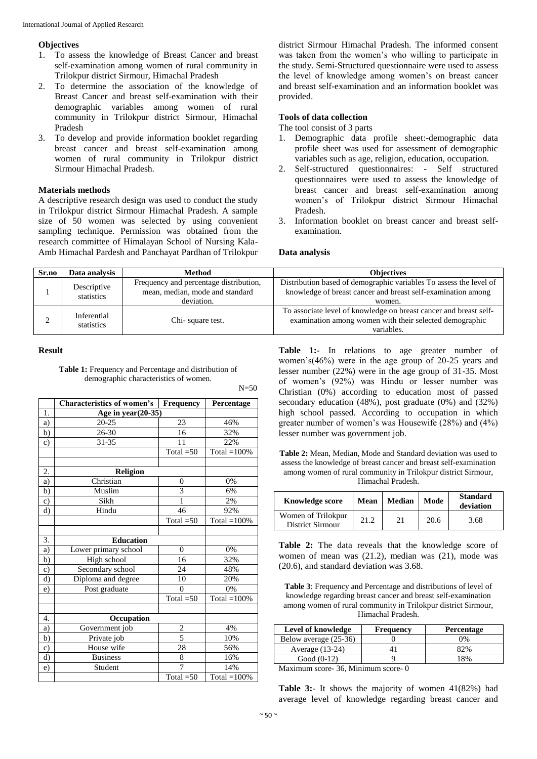### Objectives

1. To assess the knowledge of Breast Cancer and breast self-examination among women of rural community in Trilokpur district Sirmour, Himachal Pradesh
2. To determine the association of the knowledge of Breast Cancer and breast self-examination with their demographic variables among women of rural community in Trilokpur district Sirmour, Himachal Pradesh
3. To develop and provide information booklet regarding breast cancer and breast self-examination among women of rural community in Trilokpur district Sirmour Himachal Pradesh.

### Materials methods

A descriptive research design was used to conduct the study in Trilokpur district Sirmour Himachal Pradesh. A sample size of 50 women was selected by using convenient sampling technique. Permission was obtained from the research committee of Himalayan School of Nursing Kala-Amb Himachal Pardesh and Panchayat Pardhan of Trilokpur district Sirmour Himachal Pradesh. The informed consent was taken from the women's who willing to participate in the study. Semi-Structured questionnaire were used to assess the level of knowledge among women's on breast cancer and breast self-examination and an information booklet was provided.

### Tools of data collection

The tool consist of 3 parts

1. Demographic data profile sheet:-demographic data profile sheet was used for assessment of demographic variables such as age, religion, education, occupation.
2. Self-structured questionnaires: - Self structured questionnaires were used to assess the knowledge of breast cancer and breast self-examination among women's of Trilokpur district Sirmour Himachal Pradesh.
3. Information booklet on breast cancer and breast self-examination.

### Data analysis

| Sr.no | Data analysis | Method | Objectives |
|---|---|---|---|
| 1 | Descriptive statistics | Frequency and percentage distribution, mean, median, mode and standard deviation. | Distribution based of demographic variables To assess the level of knowledge of breast cancer and breast self-examination among women. |
| 2 | Inferential statistics | Chi- square test. | To associate level of knowledge on breast cancer and breast self-examination among women with their selected demographic variables. |

### Result

**Table 1:** Frequency and Percentage and distribution of demographic characteristics of women.

N=50

| | Characteristics of women's | Frequency | Percentage |
|---|---|---|---|
| 1. | **Age in year(20-35)** | | |
| a) | 20-25 | 23 | 46% |
| b) | 26-30 | 16 | 32% |
| c) | 31-35 | 11 | 22% |
| | | Total =50 | Total =100% |
| | | | |
| 2. | **Religion** | | |
| a) | Christian | 0 | 0% |
| b) | Muslim | 3 | 6% |
| c) | Sikh | 1 | 2% |
| d) | Hindu | 46 | 92% |
| | | Total =50 | Total =100% |
| | | | |
| 3. | **Education** | | |
| a) | Lower primary school | 0 | 0% |
| b) | High school | 16 | 32% |
| c) | Secondary school | 24 | 48% |
| d) | Diploma and degree | 10 | 20% |
| e) | Post graduate | 0 | 0% |
| | | Total =50 | Total =100% |
| | | | |
| 4. | **Occupation** | | |
| a) | Government job | 2 | 4% |
| b) | Private job | 5 | 10% |
| c) | House wife | 28 | 56% |
| d) | Business | 8 | 16% |
| e) | Student | 7 | 14% |
| | | Total =50 | Total =100% |

**Table 1:-** In relations to age greater number of women's(46%) were in the age group of 20-25 years and lesser number (22%) were in the age group of 31-35. Most of women's (92%) was Hindu or lesser number was Christian (0%) according to education most of passed secondary education (48%), post graduate (0%) and (32%) high school passed. According to occupation in which greater number of women's was Housewife (28%) and (4%) lesser number was government job.

**Table 2:** Mean, Median, Mode and Standard deviation was used to assess the knowledge of breast cancer and breast self-examination among women of rural community in Trilokpur district Sirmour, Himachal Pradesh.

| Knowledge score | Mean | Median | Mode | Standard deviation |
|---|---|---|---|---|
| Women of Trilokpur District Sirmour | 21.2 | 21 | 20.6 | 3.68 |

**Table 2:** The data reveals that the knowledge score of women of mean was (21.2), median was (21), mode was (20.6), and standard deviation was 3.68.

**Table 3**: Frequency and Percentage and distributions of level of knowledge regarding breast cancer and breast self-examination among women of rural community in Trilokpur district Sirmour, Himachal Pradesh.

| Level of knowledge | Frequency | Percentage |
|---|---|---|
| Below average (25-36) | 0 | 0% |
| Average (13-24) | 41 | 82% |
| Good (0-12) | 9 | 18% |

Maximum score- 36, Minimum score- 0

**Table 3:**- It shows the majority of women 41(82%) had average level of knowledge regarding breast cancer and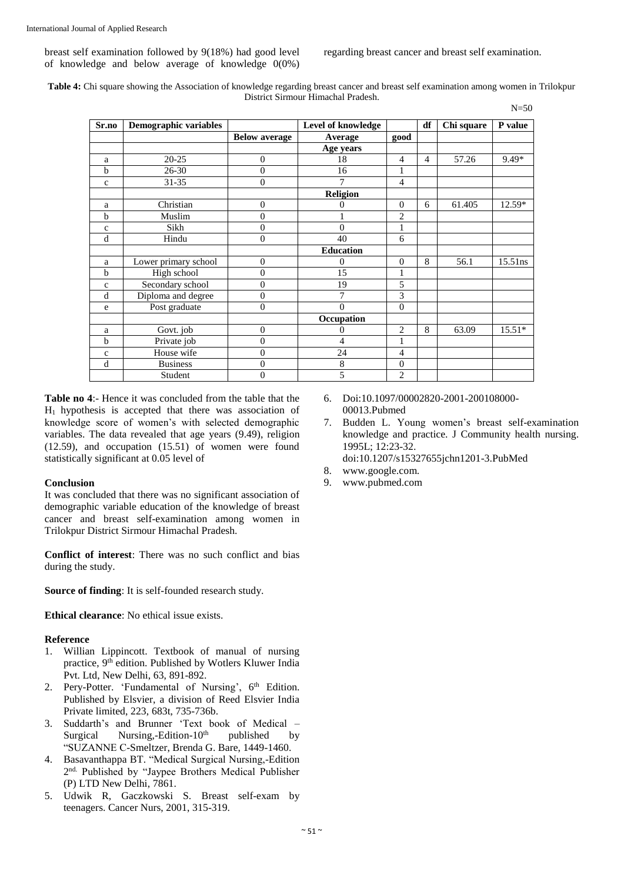breast self examination followed by 9(18%) had good level of knowledge and below average of knowledge 0(0%) regarding breast cancer and breast self examination.

**Table 4:** Chi square showing the Association of knowledge regarding breast cancer and breast self examination among women in Trilokpur District Sirmour Himachal Pradesh.

N=50

| Sr.no | Demographic variables | | Level of knowledge | | df | Chi square | P value |
|---|---|---|---|---|---|---|---|
| | | Below average | Average | good | | | |
| | | | Age years | | | | |
| a | 20-25 | 0 | 18 | 4 | 4 | 57.26 | 9.49* |
| b | 26-30 | 0 | 16 | 1 | | | |
| c | 31-35 | 0 | 7 | 4 | | | |
| | | | Religion | | | | |
| a | Christian | 0 | 0 | 0 | 6 | 61.405 | 12.59* |
| b | Muslim | 0 | 1 | 2 | | | |
| c | Sikh | 0 | 0 | 1 | | | |
| d | Hindu | 0 | 40 | 6 | | | |
| | | | Education | | | | |
| a | Lower primary school | 0 | 0 | 0 | 8 | 56.1 | 15.51ns |
| b | High school | 0 | 15 | 1 | | | |
| c | Secondary school | 0 | 19 | 5 | | | |
| d | Diploma and degree | 0 | 7 | 3 | | | |
| e | Post graduate | 0 | 0 | 0 | | | |
| | | | Occupation | | | | |
| a | Govt. job | 0 | 0 | 2 | 8 | 63.09 | 15.51* |
| b | Private job | 0 | 4 | 1 | | | |
| c | House wife | 0 | 24 | 4 | | | |
| d | Business | 0 | 8 | 0 | | | |
| | Student | 0 | 5 | 2 | | | |

**Table no 4**:- Hence it was concluded from the table that the $H_1$ hypothesis is accepted that there was association of knowledge score of women's with selected demographic variables. The data revealed that age years (9.49), religion (12.59), and occupation (15.51) of women were found statistically significant at 0.05 level of

## Conclusion

It was concluded that there was no significant association of demographic variable education of the knowledge of breast cancer and breast self-examination among women in Trilokpur District Sirmour Himachal Pradesh.

**Conflict of interest**: There was no such conflict and bias during the study.

**Source of finding**: It is self-founded research study.

**Ethical clearance**: No ethical issue exists.

## Reference

1. Willian Lippincott. Textbook of manual of nursing practice, 9th edition. Published by Wotlers Kluwer India Pvt. Ltd, New Delhi, 63, 891-892.
2. Pery-Potter. 'Fundamental of Nursing', 6th Edition. Published by Elsvier, a division of Reed Elsvier India Private limited, 223, 683t, 735-736b.
3. Suddarth's and Brunner 'Text book of Medical – Surgical Nursing,-Edition-10th published by "SUZANNE C-Smeltzer, Brenda G. Bare, 1449-1460.
4. Basavanthappa BT. "Medical Surgical Nursing,-Edition 2nd. Published by "Jaypee Brothers Medical Publisher (P) LTD New Delhi, 7861.
5. Udwik R, Gaczkowski S. Breast self-exam by teenagers. Cancer Nurs, 2001, 315-319.
6. Doi:10.1097/00002820-2001-200108000-00013.Pubmed
7. Budden L. Young women's breast self-examination knowledge and practice. J Community health nursing. 1995L; 12:23-32. doi:10.1207/s15327655jchn1201-3.PubMed
8. www.google.com.
9. www.pubmed.com